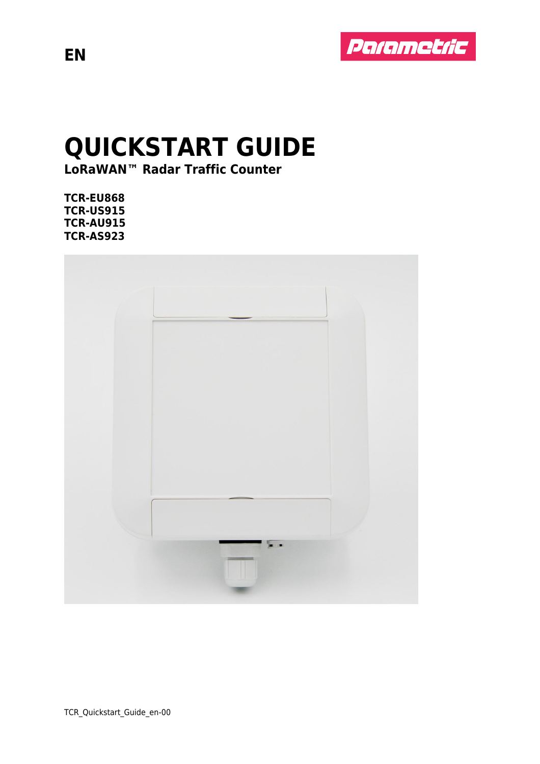EN

# QUICKSTART GUIDE

**LoRaWAN™ Radar Traffic Counter**

**TCR-EU868**
**TCR-US915**
**TCR-AU915**
**TCR-AS923**

TCR_Quickstart_Guide_en-00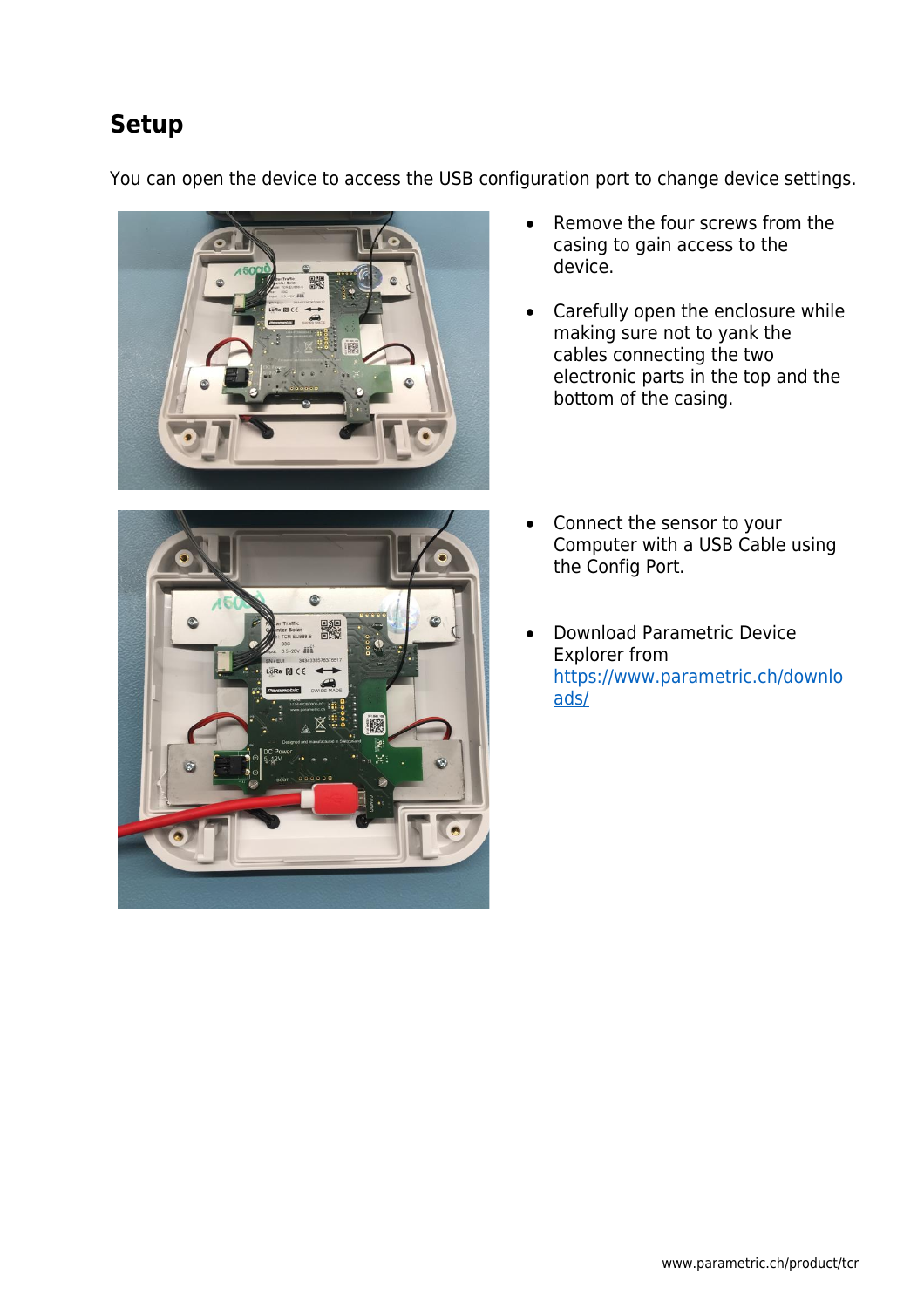## Setup

You can open the device to access the USB configuration port to change device settings.

- Remove the four screws from the casing to gain access to the device.
- Carefully open the enclosure while making sure not to yank the cables connecting the two electronic parts in the top and the bottom of the casing.

- Connect the sensor to your Computer with a USB Cable using the Config Port.
- Download Parametric Device Explorer from [https://www.parametric.ch/downloads/](https://www.parametric.ch/downloads/)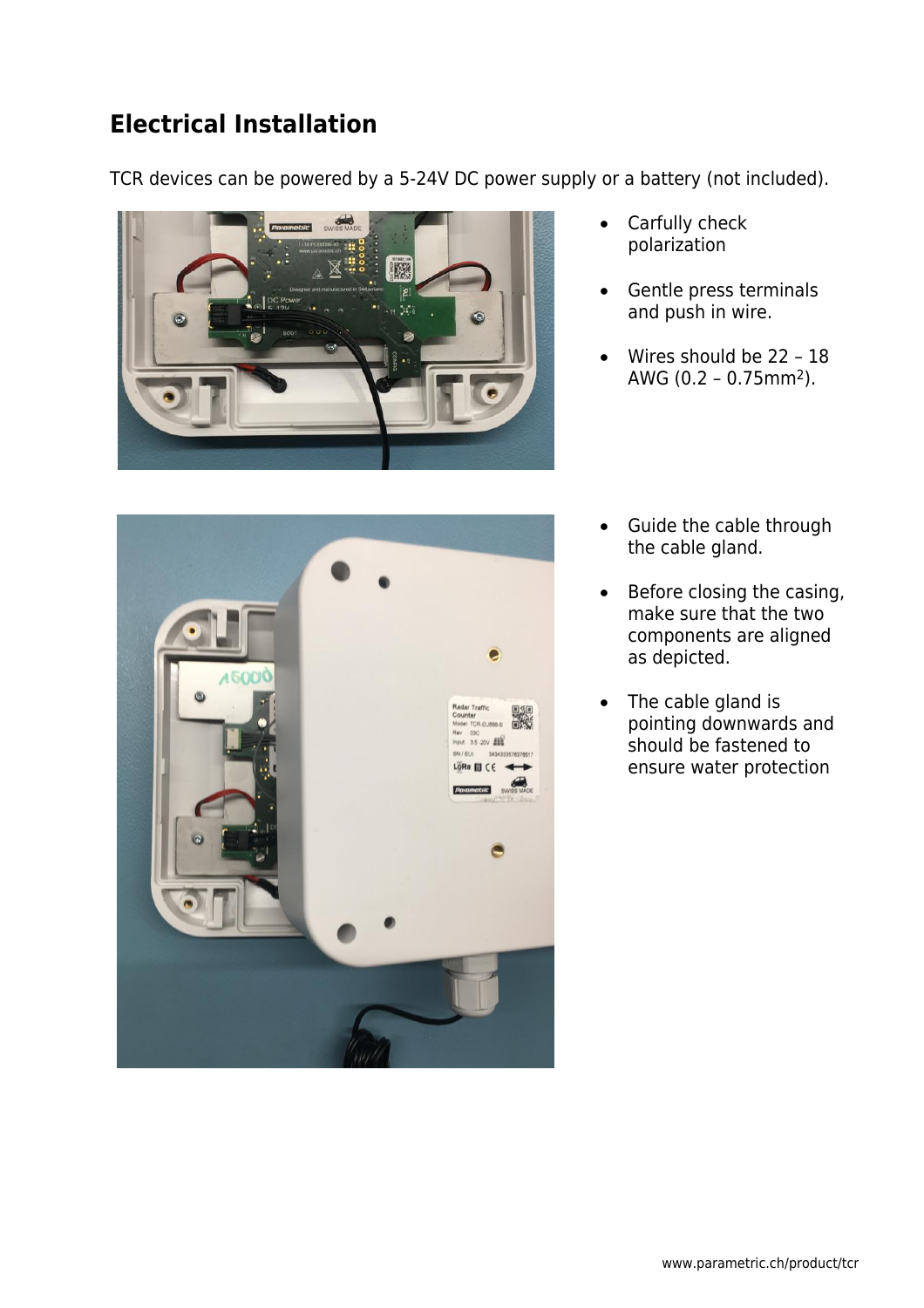## Electrical Installation

TCR devices can be powered by a 5-24V DC power supply or a battery (not included).

- Carfully check polarization
- Gentle press terminals and push in wire.
- Wires should be 22 – 18 AWG (0.2 – 0.75mm$^2$).

- Guide the cable through the cable gland.
- Before closing the casing, make sure that the two components are aligned as depicted.
- The cable gland is pointing downwards and should be fastened to ensure water protection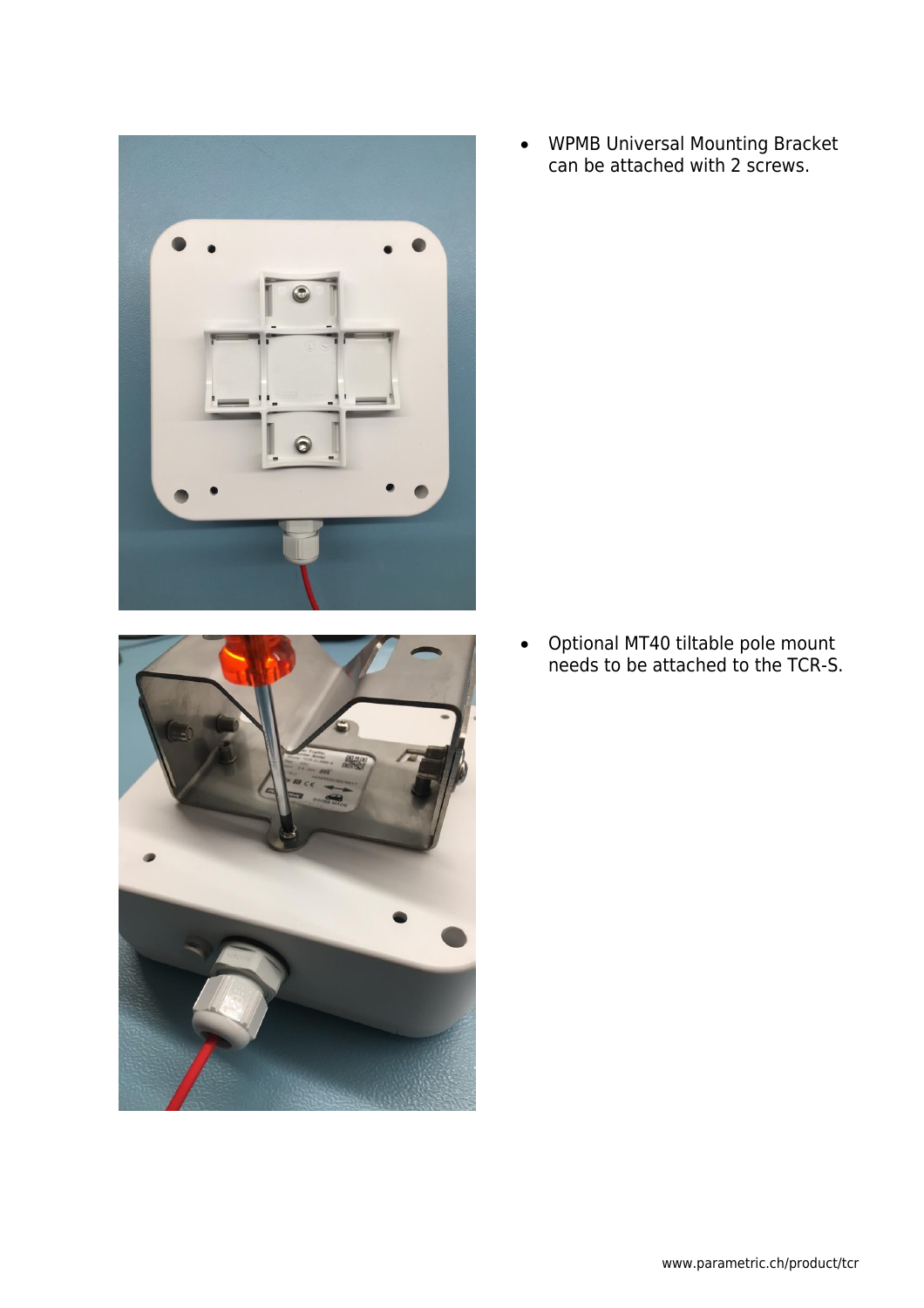- WPMB Universal Mounting Bracket can be attached with 2 screws.

- Optional MT40 tiltable pole mount needs to be attached to the TCR-S.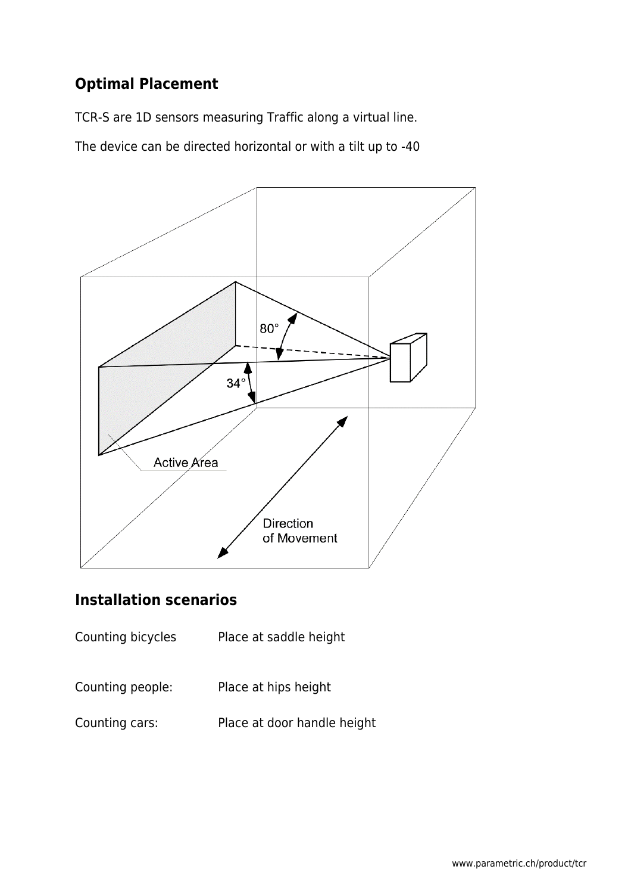## Optimal Placement

TCR-S are 1D sensors measuring Traffic along a virtual line.

The device can be directed horizontal or with a tilt up to -40

80°

34°

Active Area

Direction
of Movement

## Installation scenarios

| | |
|---|---|
| Counting bicycles | Place at saddle height |
| Counting people: | Place at hips height |
| Counting cars: | Place at door handle height |

www.parametric.ch/product/tcr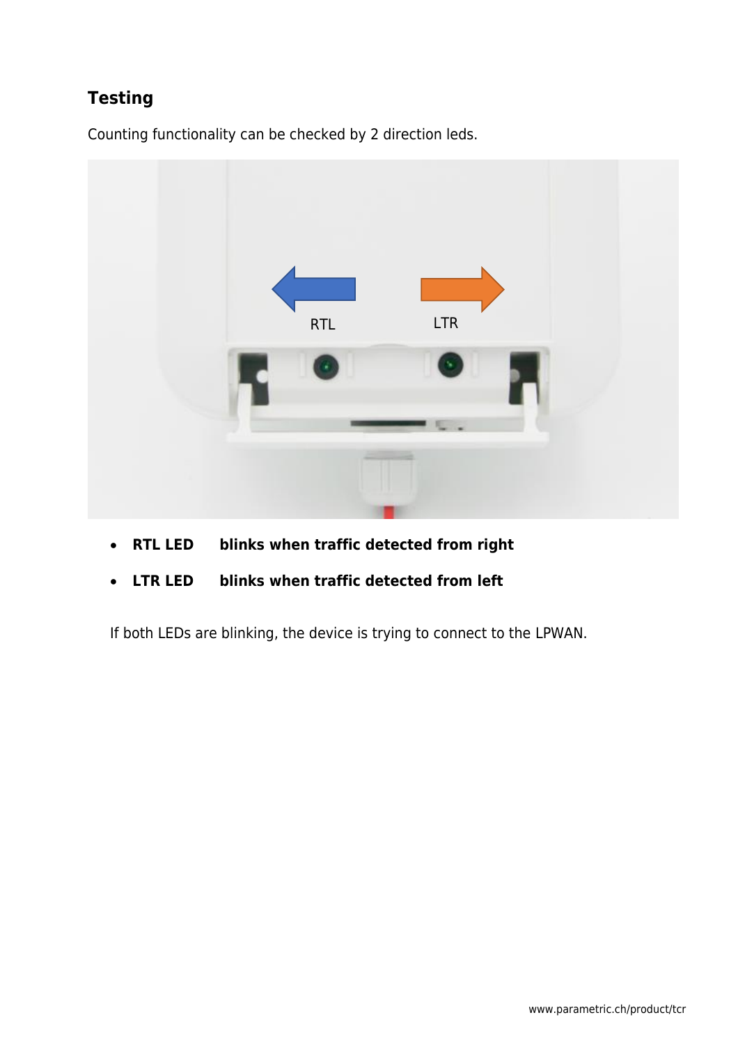## Testing

Counting functionality can be checked by 2 direction leds.

- **RTL LED blinks when traffic detected from right**
- **LTR LED blinks when traffic detected from left**

If both LEDs are blinking, the device is trying to connect to the LPWAN.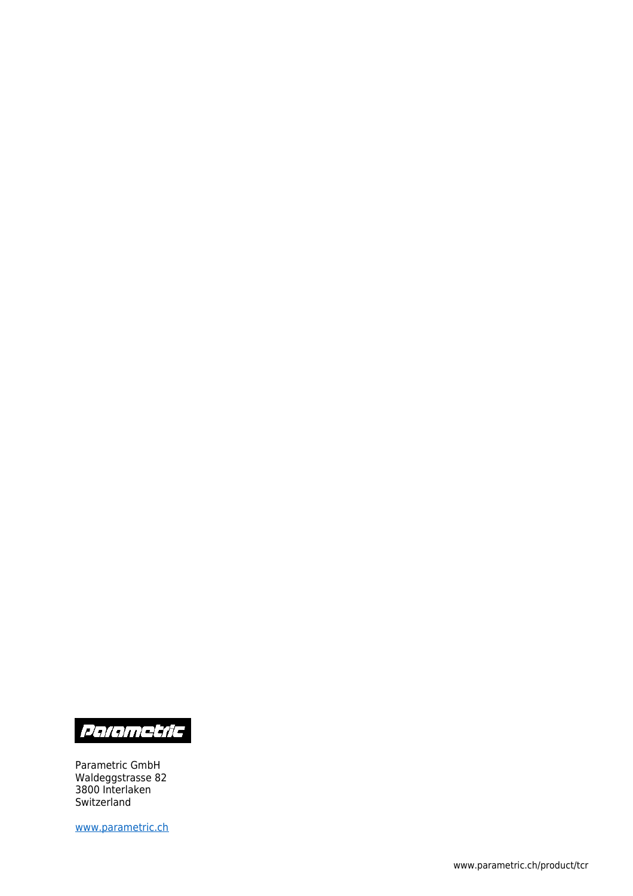Parametric

Parametric GmbH
Waldeggstrasse 82
3800 Interlaken
Switzerland

[www.parametric.ch](http://www.parametric.ch)

www.parametric.ch/product/tcr